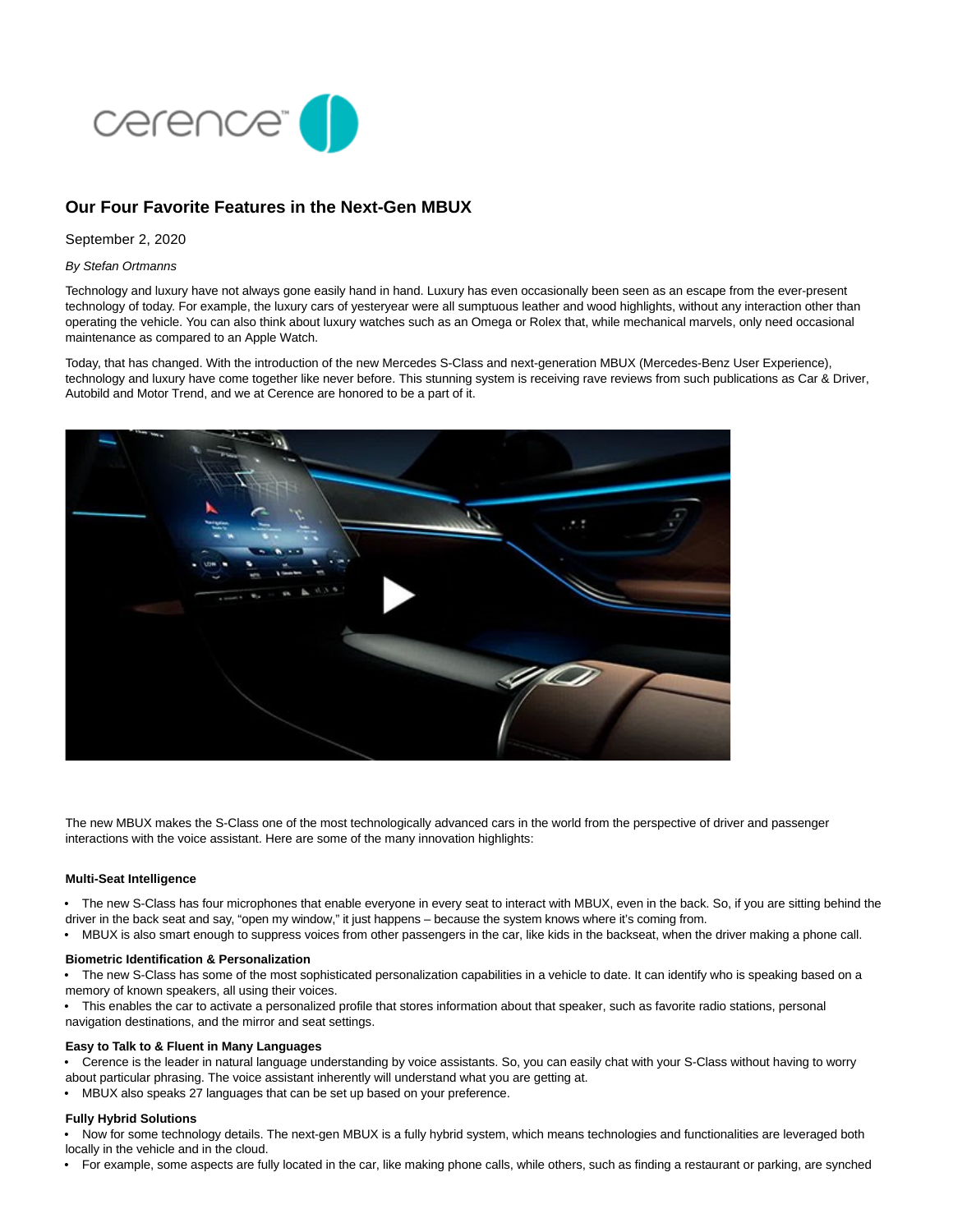# Our Four Favorite Features in the Next-Gen MBUX

September 2, 2020

*By Stefan Ortmanns*

Technology and luxury have not always gone easily hand in hand. Luxury has even occasionally been seen as an escape from the ever-present technology of today. For example, the luxury cars of yesteryear were all sumptuous leather and wood highlights, without any interaction other than operating the vehicle. You can also think about luxury watches such as an Omega or Rolex that, while mechanical marvels, only need occasional maintenance as compared to an Apple Watch.

Today, that has changed. With the introduction of the new Mercedes S-Class and next-generation MBUX (Mercedes-Benz User Experience), technology and luxury have come together like never before. This stunning system is receiving rave reviews from such publications as Car & Driver, Autobild and Motor Trend, and we at Cerence are honored to be a part of it.

The new MBUX makes the S-Class one of the most technologically advanced cars in the world from the perspective of driver and passenger interactions with the voice assistant. Here are some of the many innovation highlights:

#### Multi-Seat Intelligence

- The new S-Class has four microphones that enable everyone in every seat to interact with MBUX, even in the back. So, if you are sitting behind the driver in the back seat and say, "open my window," it just happens – because the system knows where it's coming from.
- MBUX is also smart enough to suppress voices from other passengers in the car, like kids in the backseat, when the driver making a phone call.

#### Biometric Identification & Personalization

- The new S-Class has some of the most sophisticated personalization capabilities in a vehicle to date. It can identify who is speaking based on a memory of known speakers, all using their voices.
- This enables the car to activate a personalized profile that stores information about that speaker, such as favorite radio stations, personal navigation destinations, and the mirror and seat settings.

#### Easy to Talk to & Fluent in Many Languages

- Cerence is the leader in natural language understanding by voice assistants. So, you can easily chat with your S-Class without having to worry about particular phrasing. The voice assistant inherently will understand what you are getting at.
- MBUX also speaks 27 languages that can be set up based on your preference.

#### Fully Hybrid Solutions

- Now for some technology details. The next-gen MBUX is a fully hybrid system, which means technologies and functionalities are leveraged both locally in the vehicle and in the cloud.
- For example, some aspects are fully located in the car, like making phone calls, while others, such as finding a restaurant or parking, are synched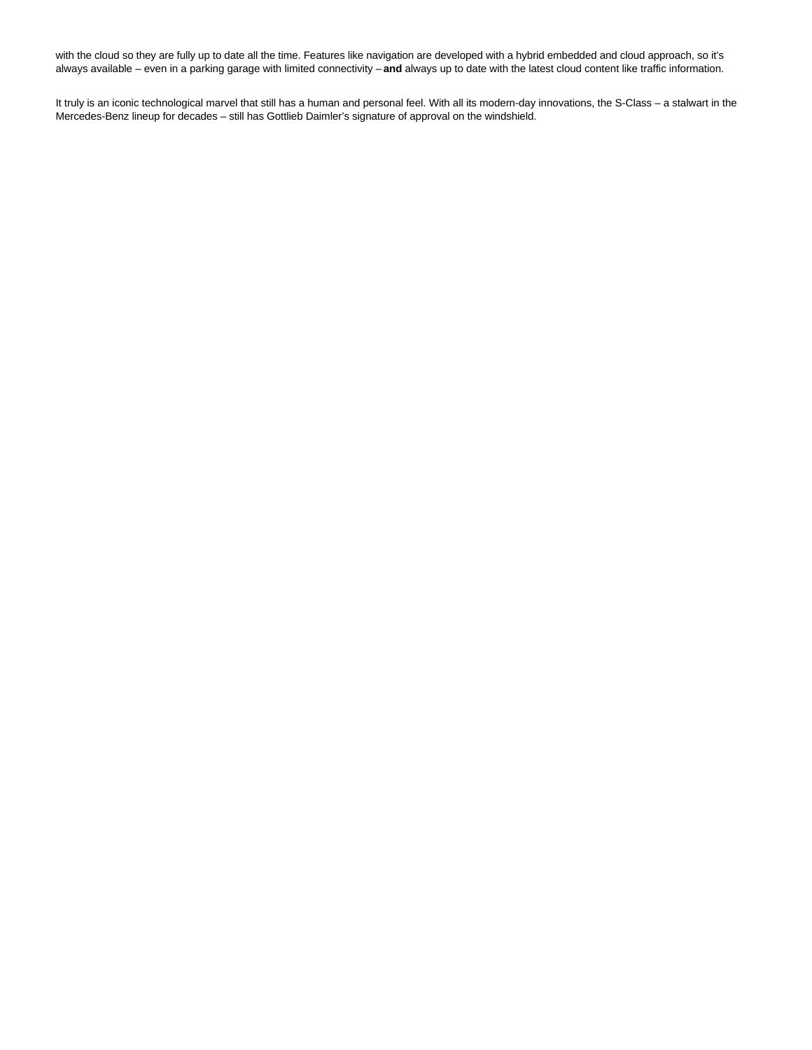with the cloud so they are fully up to date all the time. Features like navigation are developed with a hybrid embedded and cloud approach, so it's always available – even in a parking garage with limited connectivity – **and** always up to date with the latest cloud content like traffic information.

It truly is an iconic technological marvel that still has a human and personal feel. With all its modern-day innovations, the S-Class – a stalwart in the Mercedes-Benz lineup for decades – still has Gottlieb Daimler's signature of approval on the windshield.